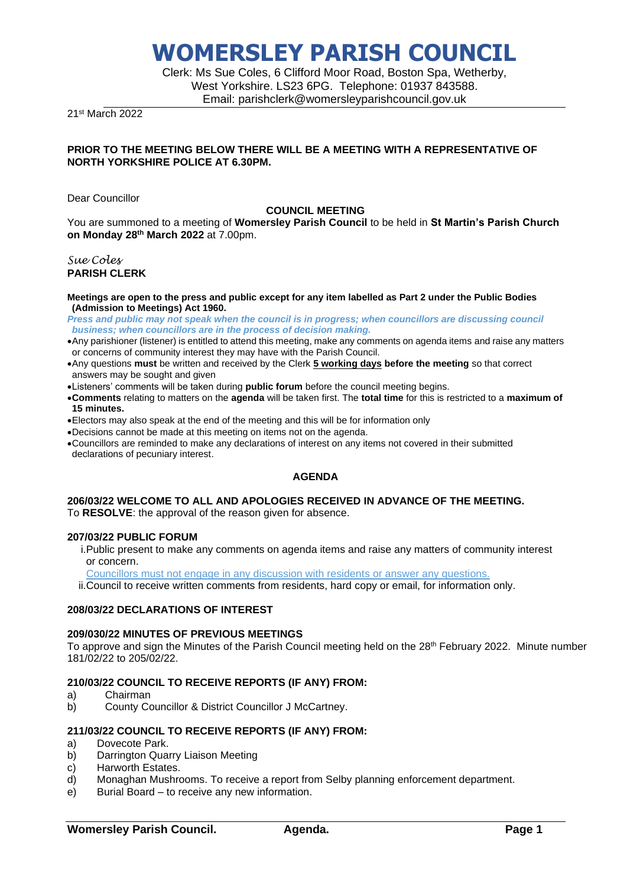# WOMERSLEY PARISH COUNCIL

Clerk: Ms Sue Coles, 6 Clifford Moor Road, Boston Spa, Wetherby, West Yorkshire. LS23 6PG. Telephone: 01937 843588.
Email: parishclerk@womersleyparishcouncil.gov.uk

21st March 2022

**PRIOR TO THE MEETING BELOW THERE WILL BE A MEETING WITH A REPRESENTATIVE OF NORTH YORKSHIRE POLICE AT 6.30PM.**

Dear Councillor

**COUNCIL MEETING**

You are summoned to a meeting of **Womersley Parish Council** to be held in **St Martin's Parish Church on Monday 28th March 2022** at 7.00pm.

*Sue Coles*
**PARISH CLERK**

**Meetings are open to the press and public except for any item labelled as Part 2 under the Public Bodies (Admission to Meetings) Act 1960.**

***Press and public may not speak when the council is in progress; when councillors are discussing council business; when councillors are in the process of decision making.***

- Any parishioner (listener) is entitled to attend this meeting, make any comments on agenda items and raise any matters or concerns of community interest they may have with the Parish Council.
- Any questions **must** be written and received by the Clerk **5 working days before the meeting** so that correct answers may be sought and given
- Listeners' comments will be taken during **public forum** before the council meeting begins.
- **Comments** relating to matters on the **agenda** will be taken first. The **total time** for this is restricted to a **maximum of 15 minutes.**
- Electors may also speak at the end of the meeting and this will be for information only
- Decisions cannot be made at this meeting on items not on the agenda.
- Councillors are reminded to make any declarations of interest on any items not covered in their submitted declarations of pecuniary interest.

## AGENDA

### 206/03/22 WELCOME TO ALL AND APOLOGIES RECEIVED IN ADVANCE OF THE MEETING.

To **RESOLVE**: the approval of the reason given for absence.

### 207/03/22 PUBLIC FORUM

i. Public present to make any comments on agenda items and raise any matters of community interest or concern.

Councillors must not engage in any discussion with residents or answer any questions.

ii. Council to receive written comments from residents, hard copy or email, for information only.

### 208/03/22 DECLARATIONS OF INTEREST

### 209/030/22 MINUTES OF PREVIOUS MEETINGS

To approve and sign the Minutes of the Parish Council meeting held on the 28th February 2022. Minute number 181/02/22 to 205/02/22.

### 210/03/22 COUNCIL TO RECEIVE REPORTS (IF ANY) FROM:

a) Chairman
b) County Councillor & District Councillor J McCartney.

### 211/03/22 COUNCIL TO RECEIVE REPORTS (IF ANY) FROM:

a) Dovecote Park.
b) Darrington Quarry Liaison Meeting
c) Harworth Estates.
d) Monaghan Mushrooms. To receive a report from Selby planning enforcement department.
e) Burial Board – to receive any new information.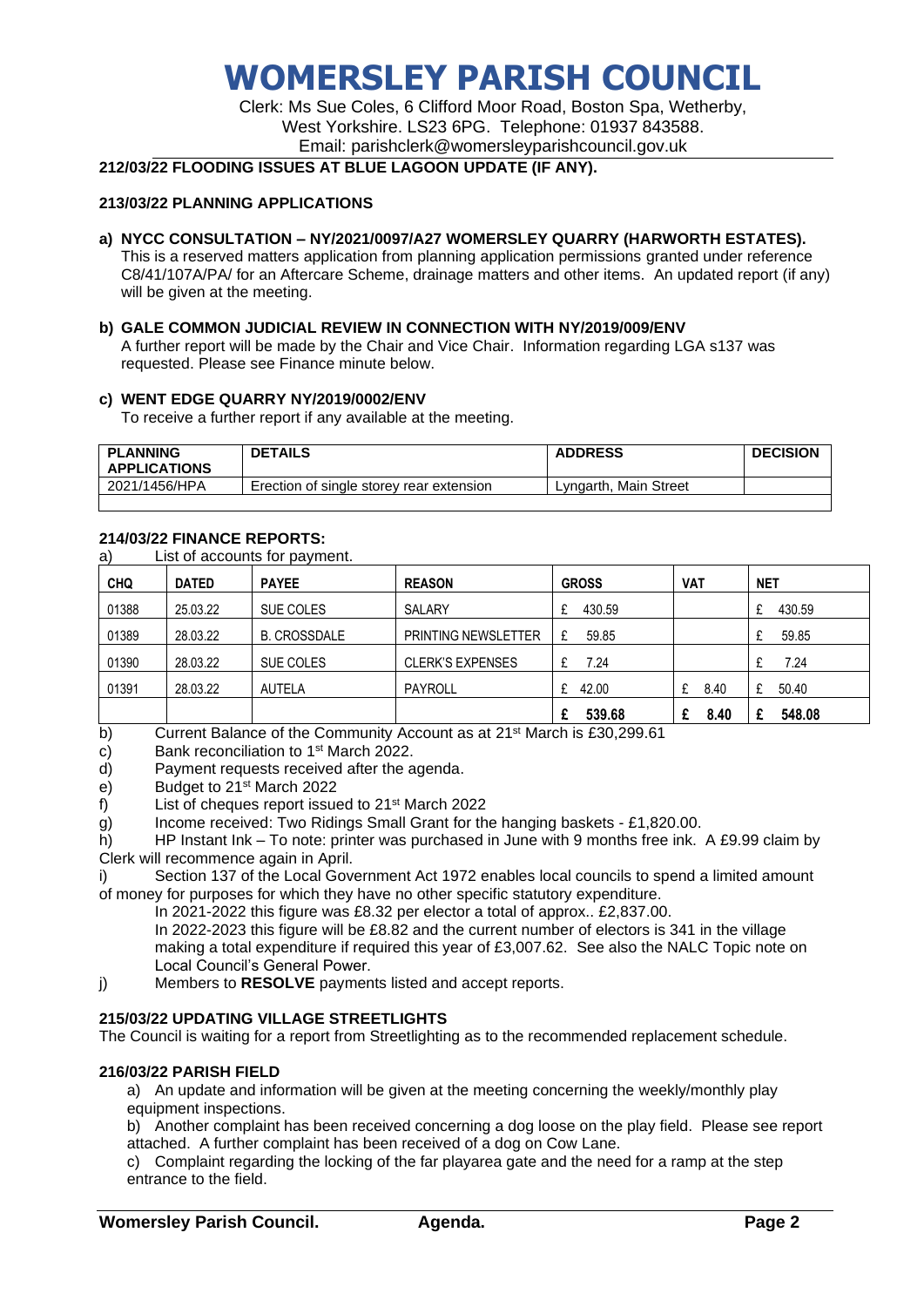# WOMERSLEY PARISH COUNCIL

Clerk: Ms Sue Coles, 6 Clifford Moor Road, Boston Spa, Wetherby, West Yorkshire. LS23 6PG. Telephone: 01937 843588.
Email: parishclerk@womersleyparishcouncil.gov.uk

**212/03/22 FLOODING ISSUES AT BLUE LAGOON UPDATE (IF ANY).**

**213/03/22 PLANNING APPLICATIONS**

**a) NYCC CONSULTATION – NY/2021/0097/A27 WOMERSLEY QUARRY (HARWORTH ESTATES).**
This is a reserved matters application from planning application permissions granted under reference C8/41/107A/PA/ for an Aftercare Scheme, drainage matters and other items. An updated report (if any) will be given at the meeting.

**b) GALE COMMON JUDICIAL REVIEW IN CONNECTION WITH NY/2019/009/ENV**
A further report will be made by the Chair and Vice Chair. Information regarding LGA s137 was requested. Please see Finance minute below.

**c) WENT EDGE QUARRY NY/2019/0002/ENV**
To receive a further report if any available at the meeting.

| PLANNING APPLICATIONS | DETAILS | ADDRESS | DECISION |
|---|---|---|---|
| 2021/1456/HPA | Erection of single storey rear extension | Lyngarth, Main Street | |
| | | | |

**214/03/22 FINANCE REPORTS:**

a) List of accounts for payment.

| CHQ | DATED | PAYEE | REASON | GROSS | VAT | NET |
|---|---|---|---|---|---|---|
| 01388 | 25.03.22 | SUE COLES | SALARY | £ 430.59 | | £ 430.59 |
| 01389 | 28.03.22 | B. CROSSDALE | PRINTING NEWSLETTER | £ 59.85 | | £ 59.85 |
| 01390 | 28.03.22 | SUE COLES | CLERK'S EXPENSES | £ 7.24 | | £ 7.24 |
| 01391 | 28.03.22 | AUTELA | PAYROLL | £ 42.00 | £ 8.40 | £ 50.40 |
| | | | | **£ 539.68** | **£ 8.40** | **£ 548.08** |

b) Current Balance of the Community Account as at 21st March is £30,299.61

c) Bank reconciliation to 1st March 2022.

d) Payment requests received after the agenda.

e) Budget to 21st March 2022

f) List of cheques report issued to 21st March 2022

g) Income received: Two Ridings Small Grant for the hanging baskets - £1,820.00.

h) HP Instant Ink – To note: printer was purchased in June with 9 months free ink. A £9.99 claim by Clerk will recommence again in April.

i) Section 137 of the Local Government Act 1972 enables local councils to spend a limited amount of money for purposes for which they have no other specific statutory expenditure.
In 2021-2022 this figure was £8.32 per elector a total of approx.. £2,837.00.
In 2022-2023 this figure will be £8.82 and the current number of electors is 341 in the village making a total expenditure if required this year of £3,007.62. See also the NALC Topic note on Local Council's General Power.

j) Members to **RESOLVE** payments listed and accept reports.

**215/03/22 UPDATING VILLAGE STREETLIGHTS**

The Council is waiting for a report from Streetlighting as to the recommended replacement schedule.

**216/03/22 PARISH FIELD**

a) An update and information will be given at the meeting concerning the weekly/monthly play equipment inspections.

b) Another complaint has been received concerning a dog loose on the play field. Please see report attached. A further complaint has been received of a dog on Cow Lane.

c) Complaint regarding the locking of the far playarea gate and the need for a ramp at the step entrance to the field.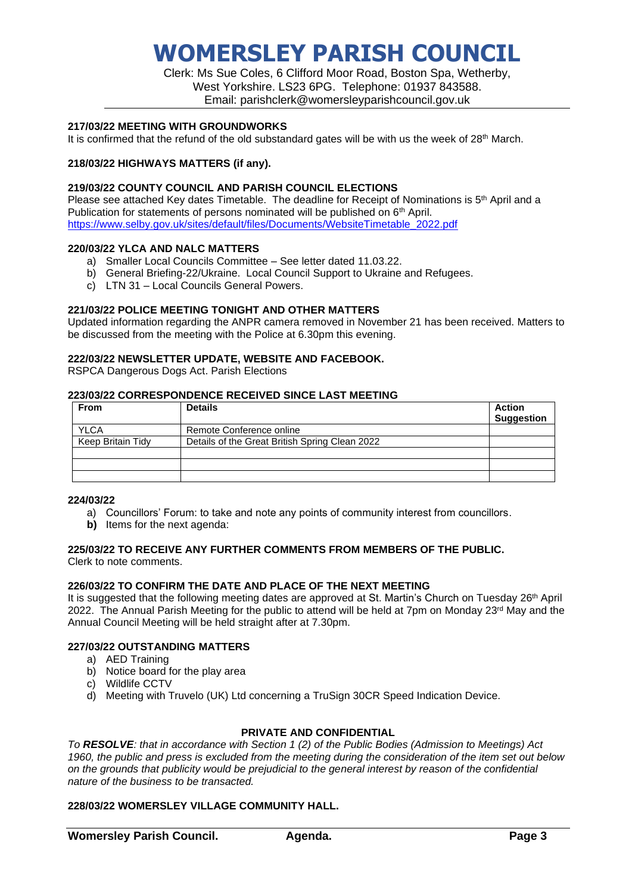# WOMERSLEY PARISH COUNCIL

Clerk: Ms Sue Coles, 6 Clifford Moor Road, Boston Spa, Wetherby, West Yorkshire. LS23 6PG. Telephone: 01937 843588. Email: parishclerk@womersleyparishcouncil.gov.uk

**217/03/22 MEETING WITH GROUNDWORKS**

It is confirmed that the refund of the old substandard gates will be with us the week of 28th March.

**218/03/22 HIGHWAYS MATTERS (if any).**

**219/03/22 COUNTY COUNCIL AND PARISH COUNCIL ELECTIONS**

Please see attached Key dates Timetable. The deadline for Receipt of Nominations is 5th April and a Publication for statements of persons nominated will be published on 6th April.
https://www.selby.gov.uk/sites/default/files/Documents/WebsiteTimetable_2022.pdf

**220/03/22 YLCA AND NALC MATTERS**

a) Smaller Local Councils Committee – See letter dated 11.03.22.
b) General Briefing-22/Ukraine. Local Council Support to Ukraine and Refugees.
c) LTN 31 – Local Councils General Powers.

**221/03/22 POLICE MEETING TONIGHT AND OTHER MATTERS**

Updated information regarding the ANPR camera removed in November 21 has been received. Matters to be discussed from the meeting with the Police at 6.30pm this evening.

**222/03/22 NEWSLETTER UPDATE, WEBSITE AND FACEBOOK.**

RSPCA Dangerous Dogs Act. Parish Elections

**223/03/22 CORRESPONDENCE RECEIVED SINCE LAST MEETING**

| From | Details | Action Suggestion |
|---|---|---|
| YLCA | Remote Conference online | |
| Keep Britain Tidy | Details of the Great British Spring Clean 2022 | |
| | | |
| | | |
| | | |

**224/03/22**

a) Councillors' Forum: to take and note any points of community interest from councillors.
**b)** Items for the next agenda:

**225/03/22 TO RECEIVE ANY FURTHER COMMENTS FROM MEMBERS OF THE PUBLIC.**

Clerk to note comments.

**226/03/22 TO CONFIRM THE DATE AND PLACE OF THE NEXT MEETING**

It is suggested that the following meeting dates are approved at St. Martin's Church on Tuesday 26th April 2022. The Annual Parish Meeting for the public to attend will be held at 7pm on Monday 23rd May and the Annual Council Meeting will be held straight after at 7.30pm.

**227/03/22 OUTSTANDING MATTERS**

a) AED Training
b) Notice board for the play area
c) Wildlife CCTV
d) Meeting with Truvelo (UK) Ltd concerning a TruSign 30CR Speed Indication Device.

**PRIVATE AND CONFIDENTIAL**

*To **RESOLVE**: that in accordance with Section 1 (2) of the Public Bodies (Admission to Meetings) Act 1960, the public and press is excluded from the meeting during the consideration of the item set out below on the grounds that publicity would be prejudicial to the general interest by reason of the confidential nature of the business to be transacted.*

**228/03/22 WOMERSLEY VILLAGE COMMUNITY HALL.**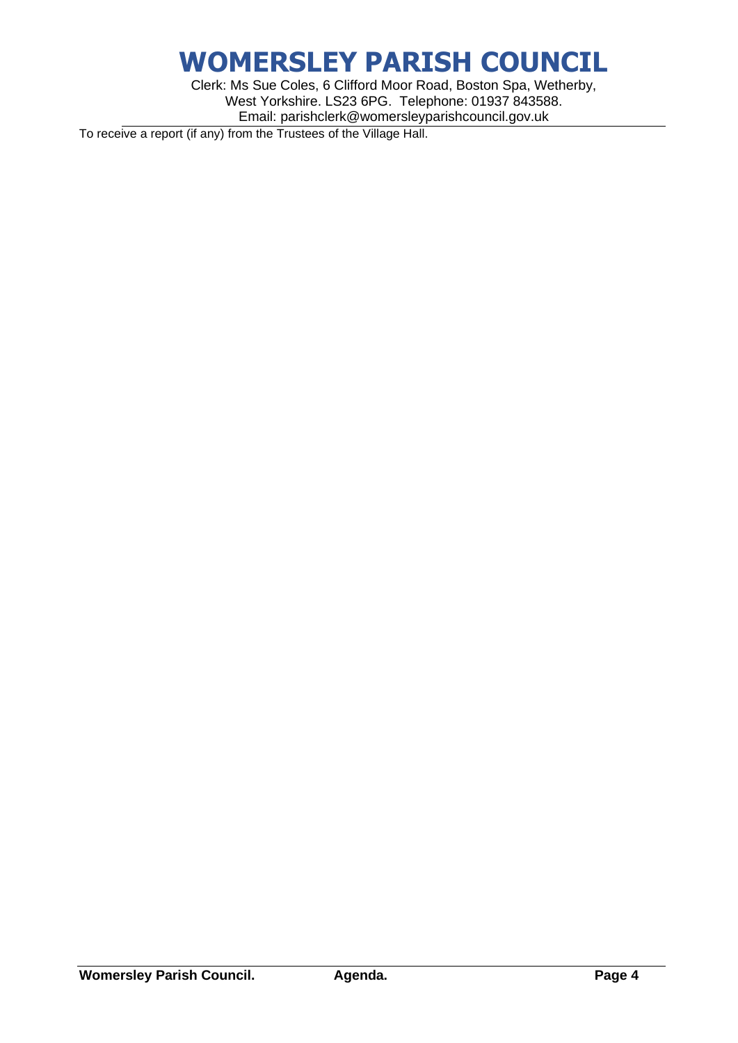# WOMERSLEY PARISH COUNCIL

Clerk: Ms Sue Coles, 6 Clifford Moor Road, Boston Spa, Wetherby, West Yorkshire. LS23 6PG. Telephone: 01937 843588. Email: parishclerk@womersleyparishcouncil.gov.uk

To receive a report (if any) from the Trustees of the Village Hall.